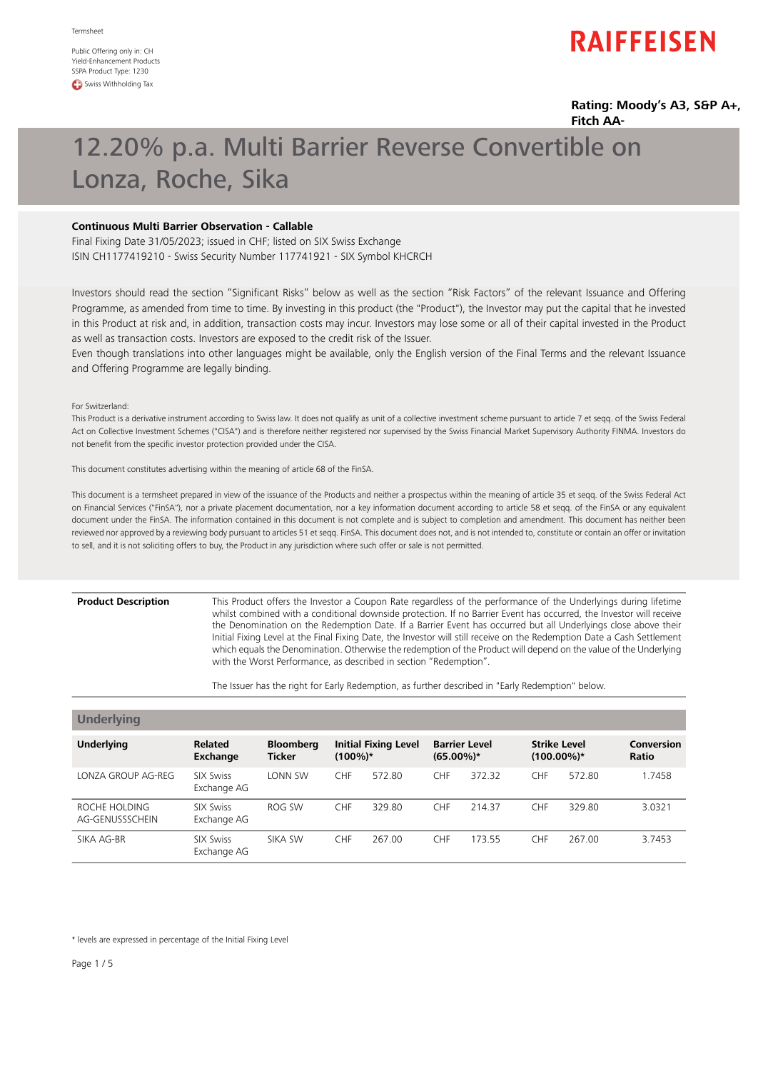Termsheet

Public Offering only in: CH
Yield-Enhancement Products
SSPA Product Type: 1230
Swiss Withholding Tax

RAIFFEISEN

**Rating: Moody's A3, S&P A+, Fitch AA-**

# 12.20% p.a. Multi Barrier Reverse Convertible on Lonza, Roche, Sika

**Continuous Multi Barrier Observation - Callable**

Final Fixing Date 31/05/2023; issued in CHF; listed on SIX Swiss Exchange
ISIN CH1177419210 - Swiss Security Number 117741921 - SIX Symbol KHCRCH

Investors should read the section "Significant Risks" below as well as the section "Risk Factors" of the relevant Issuance and Offering Programme, as amended from time to time. By investing in this product (the "Product"), the Investor may put the capital that he invested in this Product at risk and, in addition, transaction costs may incur. Investors may lose some or all of their capital invested in the Product as well as transaction costs. Investors are exposed to the credit risk of the Issuer.
Even though translations into other languages might be available, only the English version of the Final Terms and the relevant Issuance and Offering Programme are legally binding.

For Switzerland:
This Product is a derivative instrument according to Swiss law. It does not qualify as unit of a collective investment scheme pursuant to article 7 et seqq. of the Swiss Federal Act on Collective Investment Schemes ("CISA") and is therefore neither registered nor supervised by the Swiss Financial Market Supervisory Authority FINMA. Investors do not benefit from the specific investor protection provided under the CISA.

This document constitutes advertising within the meaning of article 68 of the FinSA.

This document is a termsheet prepared in view of the issuance of the Products and neither a prospectus within the meaning of article 35 et seqq. of the Swiss Federal Act on Financial Services ("FinSA"), nor a private placement documentation, nor a key information document according to article 58 et seqq. of the FinSA or any equivalent document under the FinSA. The information contained in this document is not complete and is subject to completion and amendment. This document has neither been reviewed nor approved by a reviewing body pursuant to articles 51 et seqq. FinSA. This document does not, and is not intended to, constitute or contain an offer or invitation to sell, and it is not soliciting offers to buy, the Product in any jurisdiction where such offer or sale is not permitted.

| | |
|---|---|
| **Product Description** | This Product offers the Investor a Coupon Rate regardless of the performance of the Underlyings during lifetime whilst combined with a conditional downside protection. If no Barrier Event has occurred, the Investor will receive the Denomination on the Redemption Date. If a Barrier Event has occurred but all Underlyings close above their Initial Fixing Level at the Final Fixing Date, the Investor will still receive on the Redemption Date a Cash Settlement which equals the Denomination. Otherwise the redemption of the Product will depend on the value of the Underlying with the Worst Performance, as described in section "Redemption".<br><br>The Issuer has the right for Early Redemption, as further described in "Early Redemption" below. |

## Underlying

| Underlying | Related Exchange | Bloomberg Ticker | Initial Fixing Level (100%)* | Barrier Level (65.00%)* | Strike Level (100.00%)* | Conversion Ratio |
|---|---|---|---|---|---|---|
| LONZA GROUP AG-REG | SIX Swiss Exchange AG | LONN SW | CHF 572.80 | CHF 372.32 | CHF 572.80 | 1.7458 |
| ROCHE HOLDING AG-GENUSSSCHEIN | SIX Swiss Exchange AG | ROG SW | CHF 329.80 | CHF 214.37 | CHF 329.80 | 3.0321 |
| SIKA AG-BR | SIX Swiss Exchange AG | SIKA SW | CHF 267.00 | CHF 173.55 | CHF 267.00 | 3.7453 |

\* levels are expressed in percentage of the Initial Fixing Level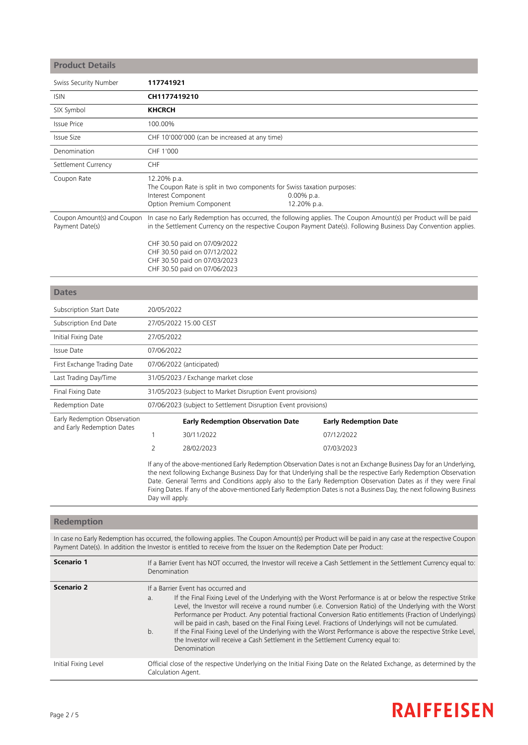## Product Details

| | |
|---|---|
| Swiss Security Number | **117741921** |
| ISIN | **CH1177419210** |
| SIX Symbol | **KHCRCH** |
| Issue Price | 100.00% |
| Issue Size | CHF 10'000'000 (can be increased at any time) |
| Denomination | CHF 1'000 |
| Settlement Currency | CHF |
| Coupon Rate | 12.20% p.a.<br>The Coupon Rate is split in two components for Swiss taxation purposes:<br>Interest Component 0.00% p.a.<br>Option Premium Component 12.20% p.a. |
| Coupon Amount(s) and Coupon Payment Date(s) | In case no Early Redemption has occurred, the following applies. The Coupon Amount(s) per Product will be paid in the Settlement Currency on the respective Coupon Payment Date(s). Following Business Day Convention applies.<br><br>CHF 30.50 paid on 07/09/2022<br>CHF 30.50 paid on 07/12/2022<br>CHF 30.50 paid on 07/03/2023<br>CHF 30.50 paid on 07/06/2023 |

## Dates

| | |
|---|---|
| Subscription Start Date | 20/05/2022 |
| Subscription End Date | 27/05/2022 15:00 CEST |
| Initial Fixing Date | 27/05/2022 |
| Issue Date | 07/06/2022 |
| First Exchange Trading Date | 07/06/2022 (anticipated) |
| Last Trading Day/Time | 31/05/2023 / Exchange market close |
| Final Fixing Date | 31/05/2023 (subject to Market Disruption Event provisions) |
| Redemption Date | 07/06/2023 (subject to Settlement Disruption Event provisions) |

Early Redemption Observation and Early Redemption Dates

| | Early Redemption Observation Date | Early Redemption Date |
|---|---|---|
| 1 | 30/11/2022 | 07/12/2022 |
| 2 | 28/02/2023 | 07/03/2023 |

If any of the above-mentioned Early Redemption Observation Dates is not an Exchange Business Day for an Underlying, the next following Exchange Business Day for that Underlying shall be the respective Early Redemption Observation Date. General Terms and Conditions apply also to the Early Redemption Observation Dates as if they were Final Fixing Dates. If any of the above-mentioned Early Redemption Dates is not a Business Day, the next following Business Day will apply.

## Redemption

In case no Early Redemption has occurred, the following applies. The Coupon Amount(s) per Product will be paid in any case at the respective Coupon Payment Date(s). In addition the Investor is entitled to receive from the Issuer on the Redemption Date per Product:

| | |
|---|---|
| **Scenario 1** | If a Barrier Event has NOT occurred, the Investor will receive a Cash Settlement in the Settlement Currency equal to: Denomination |
| **Scenario 2** | If a Barrier Event has occurred and<br>a. If the Final Fixing Level of the Underlying with the Worst Performance is at or below the respective Strike Level, the Investor will receive a round number (i.e. Conversion Ratio) of the Underlying with the Worst Performance per Product. Any potential fractional Conversion Ratio entitlements (Fraction of Underlyings) will be paid in cash, based on the Final Fixing Level. Fractions of Underlyings will not be cumulated.<br>b. If the Final Fixing Level of the Underlying with the Worst Performance is above the respective Strike Level, the Investor will receive a Cash Settlement in the Settlement Currency equal to:<br>Denomination |
| Initial Fixing Level | Official close of the respective Underlying on the Initial Fixing Date on the Related Exchange, as determined by the Calculation Agent. |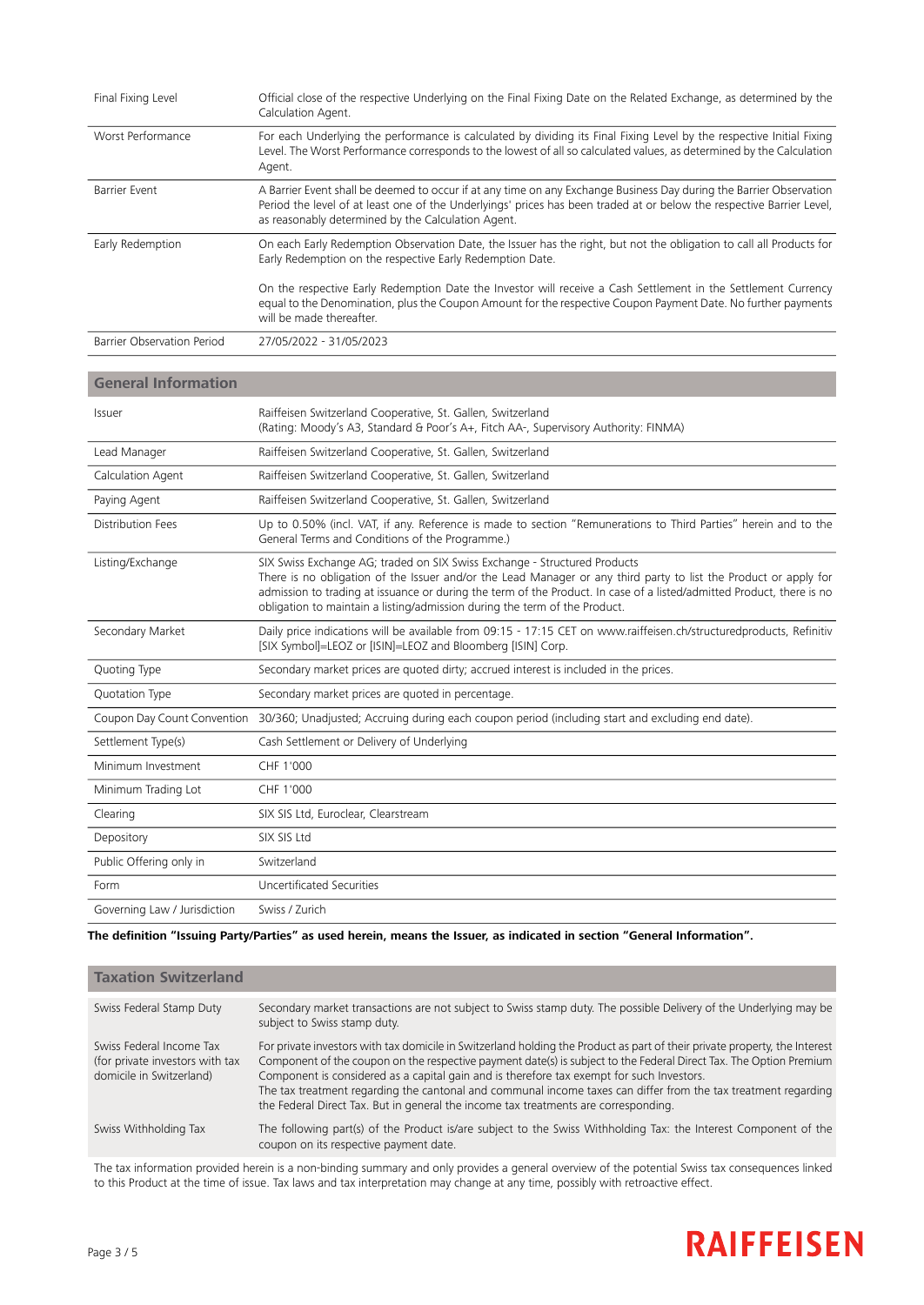| | |
|---|---|
| Final Fixing Level | Official close of the respective Underlying on the Final Fixing Date on the Related Exchange, as determined by the Calculation Agent. |
| Worst Performance | For each Underlying the performance is calculated by dividing its Final Fixing Level by the respective Initial Fixing Level. The Worst Performance corresponds to the lowest of all so calculated values, as determined by the Calculation Agent. |
| Barrier Event | A Barrier Event shall be deemed to occur if at any time on any Exchange Business Day during the Barrier Observation Period the level of at least one of the Underlyings' prices has been traded at or below the respective Barrier Level, as reasonably determined by the Calculation Agent. |
| Early Redemption | On each Early Redemption Observation Date, the Issuer has the right, but not the obligation to call all Products for Early Redemption on the respective Early Redemption Date.<br><br>On the respective Early Redemption Date the Investor will receive a Cash Settlement in the Settlement Currency equal to the Denomination, plus the Coupon Amount for the respective Coupon Payment Date. No further payments will be made thereafter. |
| Barrier Observation Period | 27/05/2022 - 31/05/2023 |

## General Information

| | |
|---|---|
| Issuer | Raiffeisen Switzerland Cooperative, St. Gallen, Switzerland<br>(Rating: Moody's A3, Standard & Poor's A+, Fitch AA-, Supervisory Authority: FINMA) |
| Lead Manager | Raiffeisen Switzerland Cooperative, St. Gallen, Switzerland |
| Calculation Agent | Raiffeisen Switzerland Cooperative, St. Gallen, Switzerland |
| Paying Agent | Raiffeisen Switzerland Cooperative, St. Gallen, Switzerland |
| Distribution Fees | Up to 0.50% (incl. VAT, if any. Reference is made to section "Remunerations to Third Parties" herein and to the General Terms and Conditions of the Programme.) |
| Listing/Exchange | SIX Swiss Exchange AG; traded on SIX Swiss Exchange - Structured Products<br>There is no obligation of the Issuer and/or the Lead Manager or any third party to list the Product or apply for admission to trading at issuance or during the term of the Product. In case of a listed/admitted Product, there is no obligation to maintain a listing/admission during the term of the Product. |
| Secondary Market | Daily price indications will be available from 09:15 - 17:15 CET on www.raiffeisen.ch/structuredproducts, Refinitiv [SIX Symbol]=LEOZ or [ISIN]=LEOZ and Bloomberg [ISIN] Corp. |
| Quoting Type | Secondary market prices are quoted dirty; accrued interest is included in the prices. |
| Quotation Type | Secondary market prices are quoted in percentage. |
| Coupon Day Count Convention | 30/360; Unadjusted; Accruing during each coupon period (including start and excluding end date). |
| Settlement Type(s) | Cash Settlement or Delivery of Underlying |
| Minimum Investment | CHF 1'000 |
| Minimum Trading Lot | CHF 1'000 |
| Clearing | SIX SIS Ltd, Euroclear, Clearstream |
| Depository | SIX SIS Ltd |
| Public Offering only in | Switzerland |
| Form | Uncertificated Securities |
| Governing Law / Jurisdiction | Swiss / Zurich |

**The definition "Issuing Party/Parties" as used herein, means the Issuer, as indicated in section "General Information".**

## Taxation Switzerland

| | |
|---|---|
| Swiss Federal Stamp Duty | Secondary market transactions are not subject to Swiss stamp duty. The possible Delivery of the Underlying may be subject to Swiss stamp duty. |
| Swiss Federal Income Tax (for private investors with tax domicile in Switzerland) | For private investors with tax domicile in Switzerland holding the Product as part of their private property, the Interest Component of the coupon on the respective payment date(s) is subject to the Federal Direct Tax. The Option Premium Component is considered as a capital gain and is therefore tax exempt for such Investors.<br>The tax treatment regarding the cantonal and communal income taxes can differ from the tax treatment regarding the Federal Direct Tax. But in general the income tax treatments are corresponding. |
| Swiss Withholding Tax | The following part(s) of the Product is/are subject to the Swiss Withholding Tax: the Interest Component of the coupon on its respective payment date. |

The tax information provided herein is a non-binding summary and only provides a general overview of the potential Swiss tax consequences linked to this Product at the time of issue. Tax laws and tax interpretation may change at any time, possibly with retroactive effect.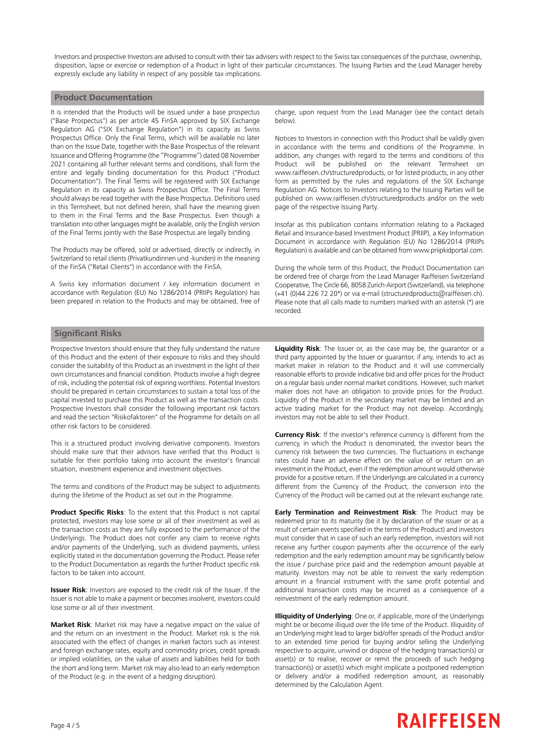Investors and prospective Investors are advised to consult with their tax advisers with respect to the Swiss tax consequences of the purchase, ownership, disposition, lapse or exercise or redemption of a Product in light of their particular circumstances. The Issuing Parties and the Lead Manager hereby expressly exclude any liability in respect of any possible tax implications.

## Product Documentation

It is intended that the Products will be issued under a base prospectus ("Base Prospectus") as per article 45 FinSA approved by SIX Exchange Regulation AG ("SIX Exchange Regulation") in its capacity as Swiss Prospectus Office. Only the Final Terms, which will be available no later than on the Issue Date, together with the Base Prospectus of the relevant Issuance and Offering Programme (the "Programme") dated 08 November 2021 containing all further relevant terms and conditions, shall form the entire and legally binding documentation for this Product ("Product Documentation"). The Final Terms will be registered with SIX Exchange Regulation in its capacity as Swiss Prospectus Office. The Final Terms should always be read together with the Base Prospectus. Definitions used in this Termsheet, but not defined herein, shall have the meaning given to them in the Final Terms and the Base Prospectus. Even though a translation into other languages might be available, only the English version of the Final Terms jointly with the Base Prospectus are legally binding.

The Products may be offered, sold or advertised, directly or indirectly, in Switzerland to retail clients (Privatkundinnen und -kunden) in the meaning of the FinSA ("Retail Clients") in accordance with the FinSA.

A Swiss key information document / key information document in accordance with Regulation (EU) No 1286/2014 (PRIIPs Regulation) has been prepared in relation to the Products and may be obtained, free of charge, upon request from the Lead Manager (see the contact details below).

Notices to Investors in connection with this Product shall be validly given in accordance with the terms and conditions of the Programme. In addition, any changes with regard to the terms and conditions of this Product will be published on the relevant Termsheet on www.raiffeisen.ch/structuredproducts, or for listed products, in any other form as permitted by the rules and regulations of the SIX Exchange Regulation AG. Notices to Investors relating to the Issuing Parties will be published on www.raiffeisen.ch/structuredproducts and/or on the web page of the respective Issuing Party.

Insofar as this publication contains information relating to a Packaged Retail and Insurance-based Investment Product (PRIIP), a Key Information Document in accordance with Regulation (EU) No 1286/2014 (PRIIPs Regulation) is available and can be obtained from www.priipkidportal.com.

During the whole term of this Product, the Product Documentation can be ordered free of charge from the Lead Manager Raiffeisen Switzerland Cooperative, The Circle 66, 8058 Zurich-Airport (Switzerland), via telephone (+41 (0)44 226 72 20*) or via e-mail (structuredproducts@raiffeisen.ch). Please note that all calls made to numbers marked with an asterisk (*) are recorded.

## Significant Risks

Prospective Investors should ensure that they fully understand the nature of this Product and the extent of their exposure to risks and they should consider the suitability of this Product as an investment in the light of their own circumstances and financial condition. Products involve a high degree of risk, including the potential risk of expiring worthless. Potential Investors should be prepared in certain circumstances to sustain a total loss of the capital invested to purchase this Product as well as the transaction costs. Prospective Investors shall consider the following important risk factors and read the section "Risikofaktoren" of the Programme for details on all other risk factors to be considered.

This is a structured product involving derivative components. Investors should make sure that their advisors have verified that this Product is suitable for their portfolio taking into account the investor's financial situation, investment experience and investment objectives.

The terms and conditions of the Product may be subject to adjustments during the lifetime of the Product as set out in the Programme.

**Product Specific Risks**: To the extent that this Product is not capital protected, investors may lose some or all of their investment as well as the transaction costs as they are fully exposed to the performance of the Underlyings. The Product does not confer any claim to receive rights and/or payments of the Underlying, such as dividend payments, unless explicitly stated in the documentation governing the Product. Please refer to the Product Documentation as regards the further Product specific risk factors to be taken into account.

**Issuer Risk**: Investors are exposed to the credit risk of the Issuer. If the Issuer is not able to make a payment or becomes insolvent, investors could lose some or all of their investment.

**Market Risk**: Market risk may have a negative impact on the value of and the return on an investment in the Product. Market risk is the risk associated with the effect of changes in market factors such as interest and foreign exchange rates, equity and commodity prices, credit spreads or implied volatilities, on the value of assets and liabilities held for both the short and long term. Market risk may also lead to an early redemption of the Product (e.g. in the event of a hedging disruption).

**Liquidity Risk**: The Issuer or, as the case may be, the guarantor or a third party appointed by the Issuer or guarantor, if any, intends to act as market maker in relation to the Product and it will use commercially reasonable efforts to provide indicative bid and offer prices for the Product on a regular basis under normal market conditions. However, such market maker does not have an obligation to provide prices for the Product. Liquidity of the Product in the secondary market may be limited and an active trading market for the Product may not develop. Accordingly, investors may not be able to sell their Product.

**Currency Risk**: If the investor's reference currency is different from the currency, in which the Product is denominated, the investor bears the currency risk between the two currencies. The fluctuations in exchange rates could have an adverse effect on the value of or return on an investment in the Product, even if the redemption amount would otherwise provide for a positive return. If the Underlyings are calculated in a currency different from the Currency of the Product, the conversion into the Currency of the Product will be carried out at the relevant exchange rate.

**Early Termination and Reinvestment Risk**: The Product may be redeemed prior to its maturity (be it by declaration of the issuer or as a result of certain events specified in the terms of the Product) and investors must consider that in case of such an early redemption, investors will not receive any further coupon payments after the occurrence of the early redemption and the early redemption amount may be significantly below the issue / purchase price paid and the redemption amount payable at maturity. Investors may not be able to reinvest the early redemption amount in a financial instrument with the same profit potential and additional transaction costs may be incurred as a consequence of a reinvestment of the early redemption amount.

**Illiquidity of Underlying**: One or, if applicable, more of the Underlyings might be or become illiquid over the life time of the Product. Illiquidity of an Underlying might lead to larger bid/offer spreads of the Product and/or to an extended time period for buying and/or selling the Underlying respective to acquire, unwind or dispose of the hedging transaction(s) or asset(s) or to realise, recover or remit the proceeds of such hedging transaction(s) or asset(s) which might implicate a postponed redemption or delivery and/or a modified redemption amount, as reasonably determined by the Calculation Agent.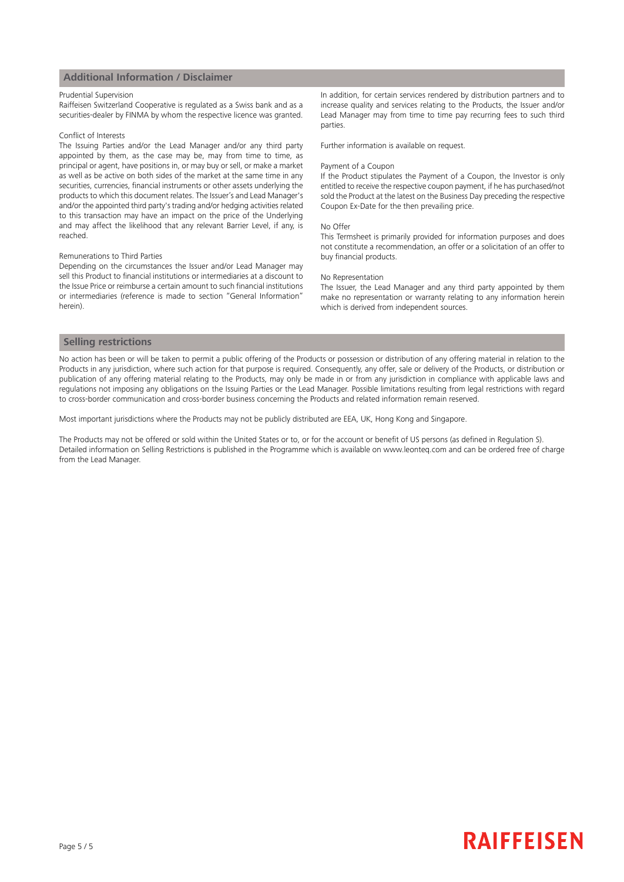## Additional Information / Disclaimer

Prudential Supervision

Raiffeisen Switzerland Cooperative is regulated as a Swiss bank and as a securities-dealer by FINMA by whom the respective licence was granted.

Conflict of Interests

The Issuing Parties and/or the Lead Manager and/or any third party appointed by them, as the case may be, may from time to time, as principal or agent, have positions in, or may buy or sell, or make a market as well as be active on both sides of the market at the same time in any securities, currencies, financial instruments or other assets underlying the products to which this document relates. The Issuer's and Lead Manager's and/or the appointed third party's trading and/or hedging activities related to this transaction may have an impact on the price of the Underlying and may affect the likelihood that any relevant Barrier Level, if any, is reached.

Remunerations to Third Parties

Depending on the circumstances the Issuer and/or Lead Manager may sell this Product to financial institutions or intermediaries at a discount to the Issue Price or reimburse a certain amount to such financial institutions or intermediaries (reference is made to section "General Information" herein).

In addition, for certain services rendered by distribution partners and to increase quality and services relating to the Products, the Issuer and/or Lead Manager may from time to time pay recurring fees to such third parties.

Further information is available on request.

Payment of a Coupon

If the Product stipulates the Payment of a Coupon, the Investor is only entitled to receive the respective coupon payment, if he has purchased/not sold the Product at the latest on the Business Day preceding the respective Coupon Ex-Date for the then prevailing price.

No Offer

This Termsheet is primarily provided for information purposes and does not constitute a recommendation, an offer or a solicitation of an offer to buy financial products.

No Representation

The Issuer, the Lead Manager and any third party appointed by them make no representation or warranty relating to any information herein which is derived from independent sources.

## Selling restrictions

No action has been or will be taken to permit a public offering of the Products or possession or distribution of any offering material in relation to the Products in any jurisdiction, where such action for that purpose is required. Consequently, any offer, sale or delivery of the Products, or distribution or publication of any offering material relating to the Products, may only be made in or from any jurisdiction in compliance with applicable laws and regulations not imposing any obligations on the Issuing Parties or the Lead Manager. Possible limitations resulting from legal restrictions with regard to cross-border communication and cross-border business concerning the Products and related information remain reserved.

Most important jurisdictions where the Products may not be publicly distributed are EEA, UK, Hong Kong and Singapore.

The Products may not be offered or sold within the United States or to, or for the account or benefit of US persons (as defined in Regulation S).
Detailed information on Selling Restrictions is published in the Programme which is available on www.leonteq.com and can be ordered free of charge from the Lead Manager.

RAIFFEISEN